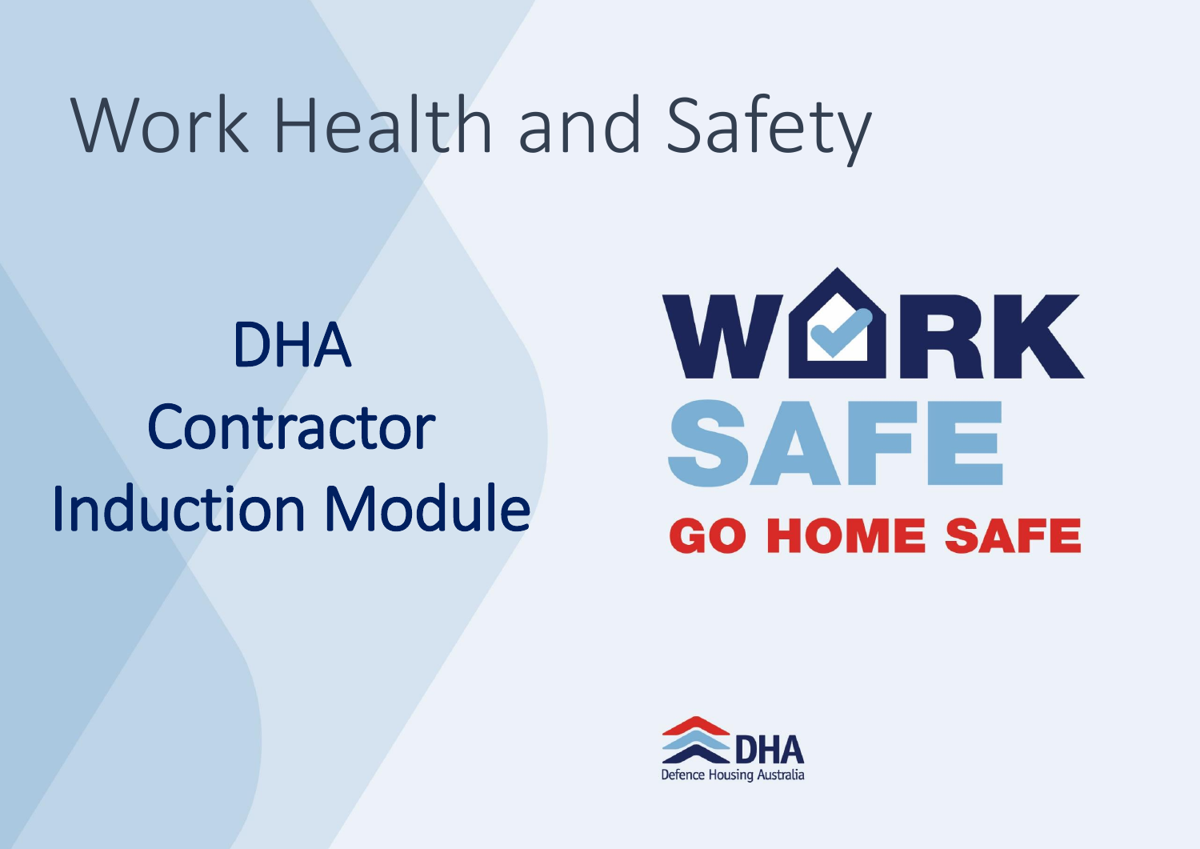# Work Health and Safety

## DHA Contractor Induction Module

WORK SAFE

GO HOME SAFE

DHA

Defence Housing Australia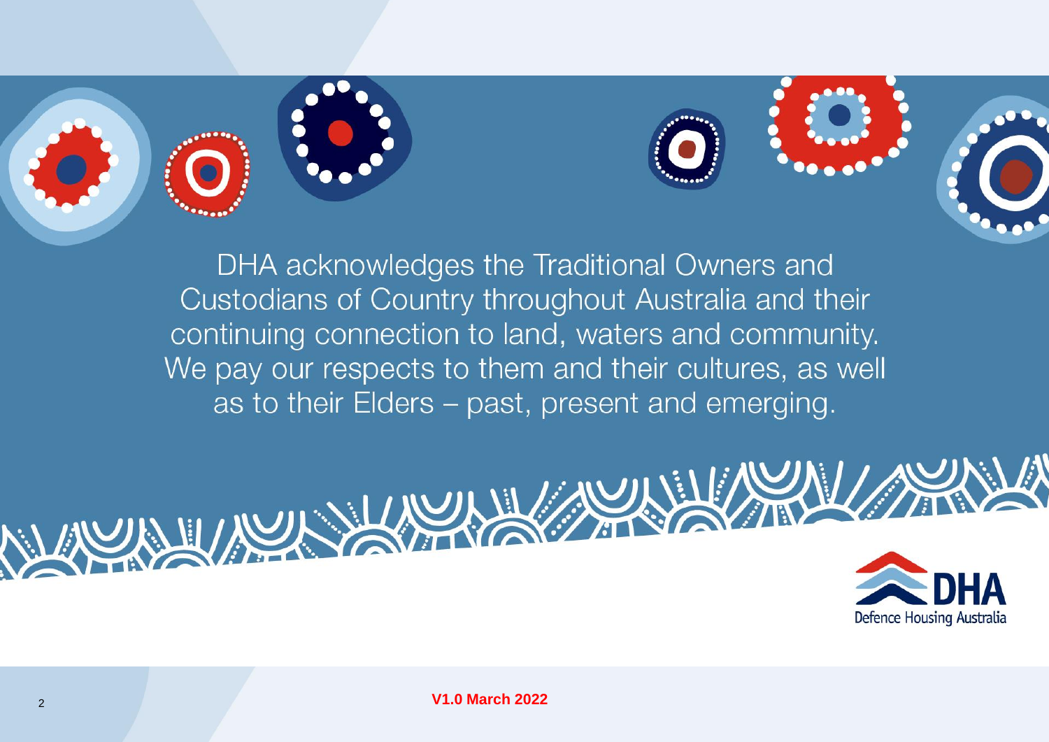DHA acknowledges the Traditional Owners and Custodians of Country throughout Australia and their continuing connection to land, waters and community. We pay our respects to them and their cultures, as well as to their Elders – past, present and emerging.

DHA
Defence Housing Australia

**V1.0 March 2022**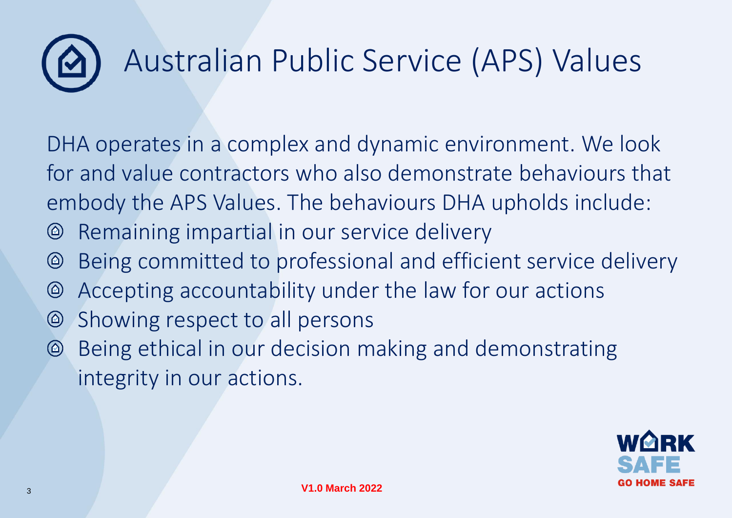# Australian Public Service (APS) Values

DHA operates in a complex and dynamic environment. We look for and value contractors who also demonstrate behaviours that embody the APS Values. The behaviours DHA upholds include:

- Remaining impartial in our service delivery
- Being committed to professional and efficient service delivery
- Accepting accountability under the law for our actions
- Showing respect to all persons
- Being ethical in our decision making and demonstrating integrity in our actions.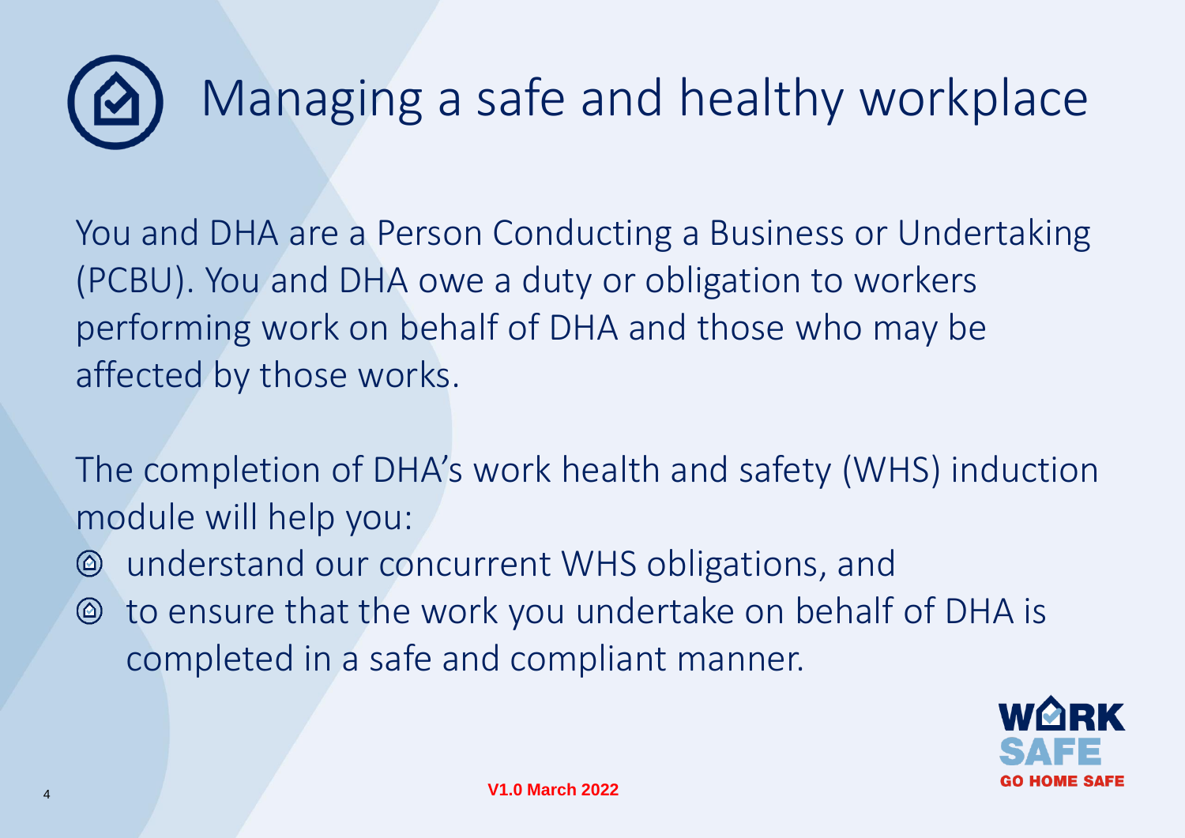# Managing a safe and healthy workplace

You and DHA are a Person Conducting a Business or Undertaking (PCBU). You and DHA owe a duty or obligation to workers performing work on behalf of DHA and those who may be affected by those works.

The completion of DHA's work health and safety (WHS) induction module will help you:

- understand our concurrent WHS obligations, and
- to ensure that the work you undertake on behalf of DHA is completed in a safe and compliant manner.

WORK SAFE GO HOME SAFE

V1.0 March 2022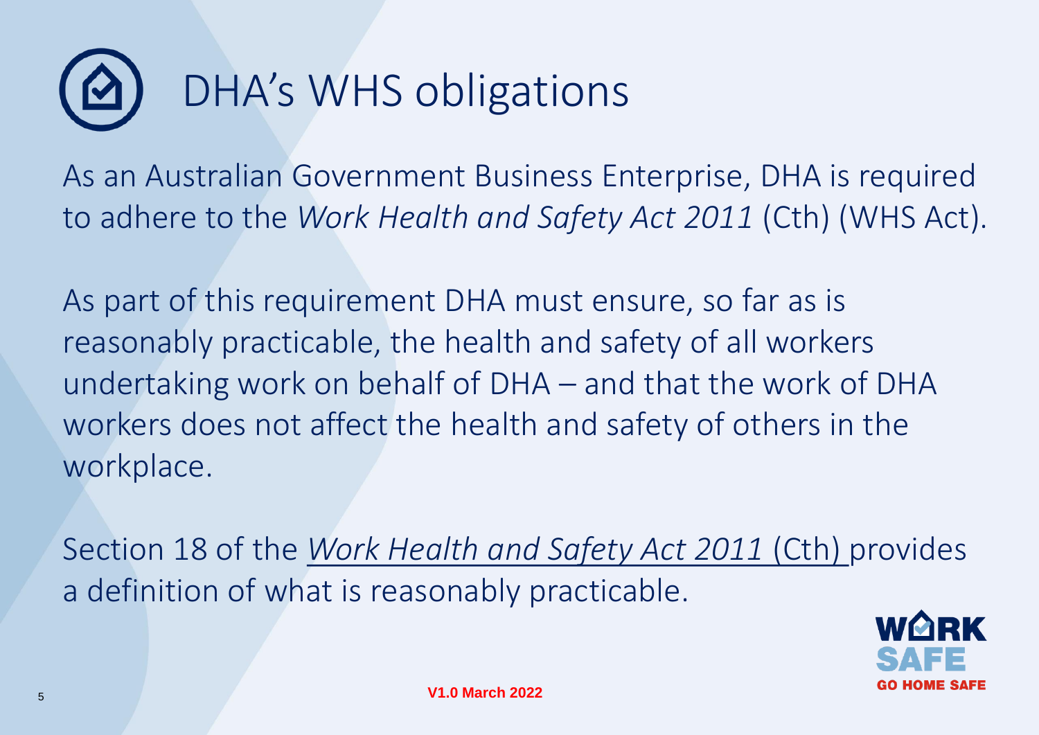# DHA's WHS obligations

As an Australian Government Business Enterprise, DHA is required to adhere to the *Work Health and Safety Act 2011* (Cth) (WHS Act).

As part of this requirement DHA must ensure, so far as is reasonably practicable, the health and safety of all workers undertaking work on behalf of DHA – and that the work of DHA workers does not affect the health and safety of others in the workplace.

Section 18 of the *Work Health and Safety Act 2011* (Cth) provides a definition of what is reasonably practicable.

**V1.0 March 2022**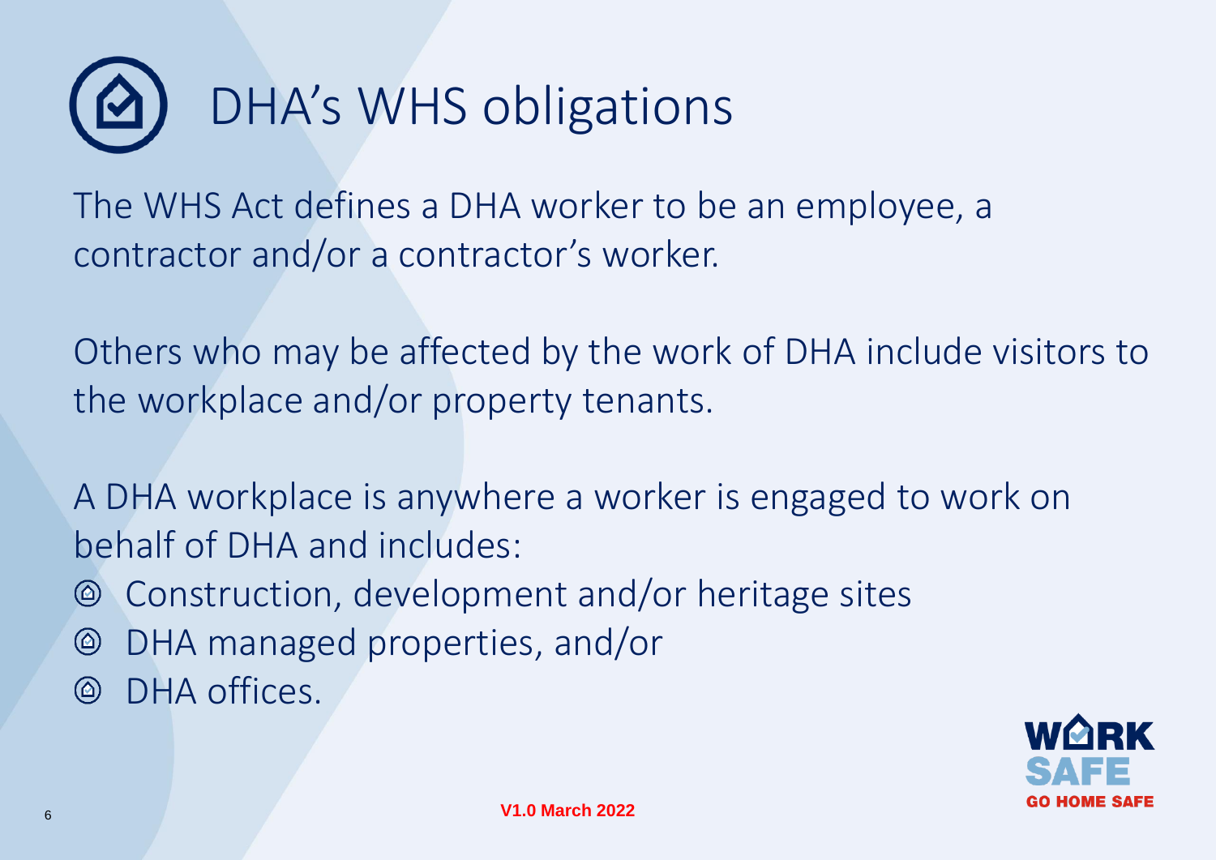# DHA's WHS obligations

The WHS Act defines a DHA worker to be an employee, a contractor and/or a contractor's worker.

Others who may be affected by the work of DHA include visitors to the workplace and/or property tenants.

A DHA workplace is anywhere a worker is engaged to work on behalf of DHA and includes:

- Construction, development and/or heritage sites
- DHA managed properties, and/or
- DHA offices.

**WORK SAFE GO HOME SAFE**

**V1.0 March 2022**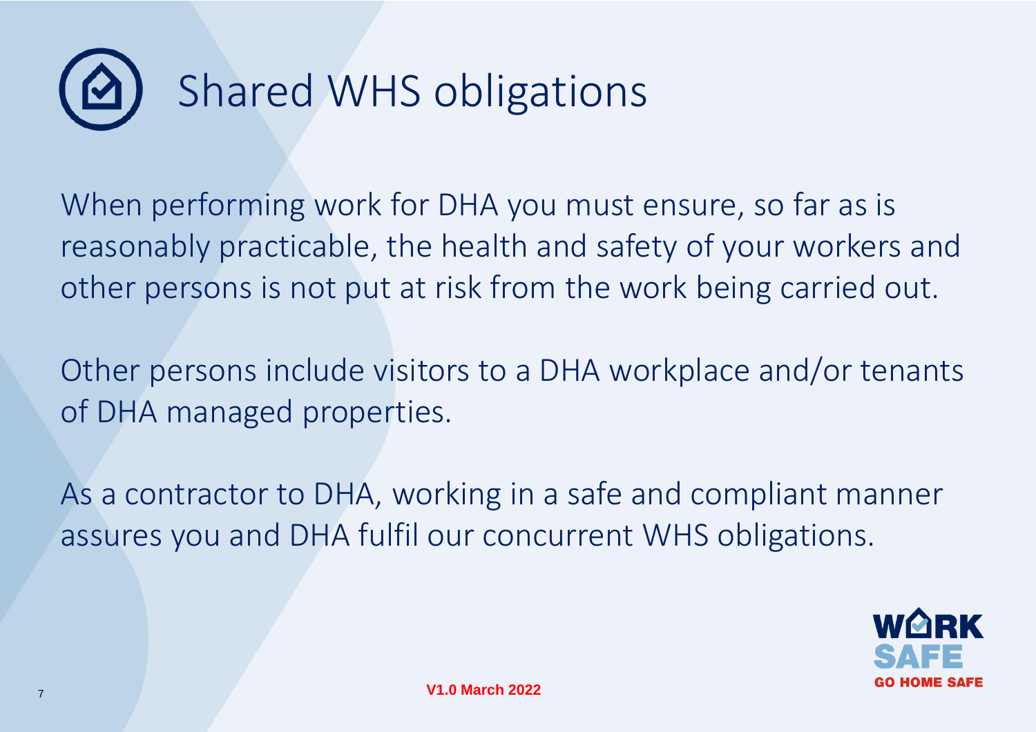# Shared WHS obligations

When performing work for DHA you must ensure, so far as is reasonably practicable, the health and safety of your workers and other persons is not put at risk from the work being carried out.

Other persons include visitors to a DHA workplace and/or tenants of DHA managed properties.

As a contractor to DHA, working in a safe and compliant manner assures you and DHA fulfil our concurrent WHS obligations.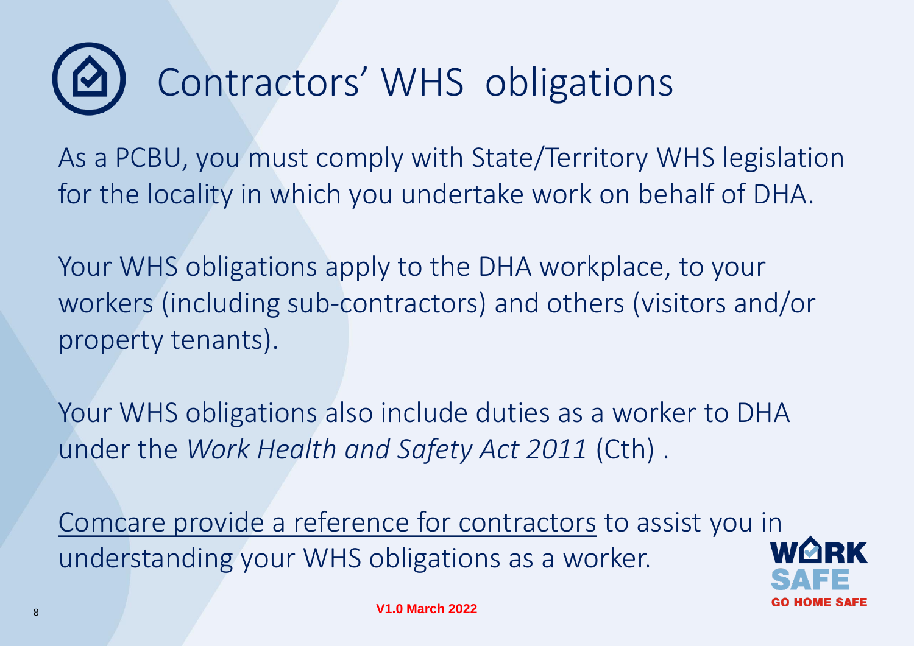# Contractors' WHS obligations

As a PCBU, you must comply with State/Territory WHS legislation for the locality in which you undertake work on behalf of DHA.

Your WHS obligations apply to the DHA workplace, to your workers (including sub-contractors) and others (visitors and/or property tenants).

Your WHS obligations also include duties as a worker to DHA under the *Work Health and Safety Act 2011* (Cth) .

Comcare provide a reference for contractors to assist you in understanding your WHS obligations as a worker.

**V1.0 March 2022**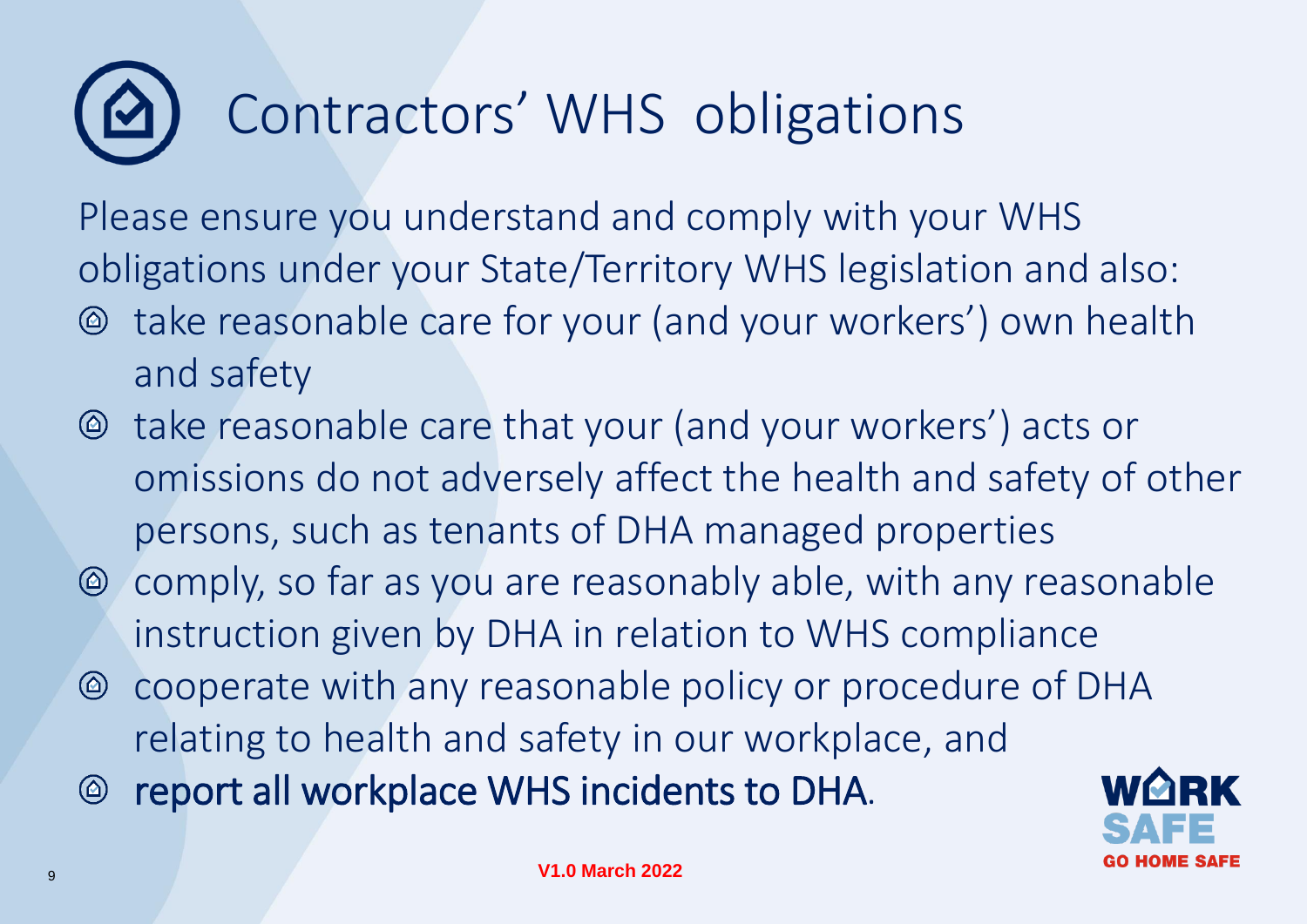# Contractors' WHS obligations

Please ensure you understand and comply with your WHS obligations under your State/Territory WHS legislation and also:

- take reasonable care for your (and your workers') own health and safety
- take reasonable care that your (and your workers') acts or omissions do not adversely affect the health and safety of other persons, such as tenants of DHA managed properties
- comply, so far as you are reasonably able, with any reasonable instruction given by DHA in relation to WHS compliance
- cooperate with any reasonable policy or procedure of DHA relating to health and safety in our workplace, and
- report all workplace WHS incidents to DHA.

WORK SAFE GO HOME SAFE

V1.0 March 2022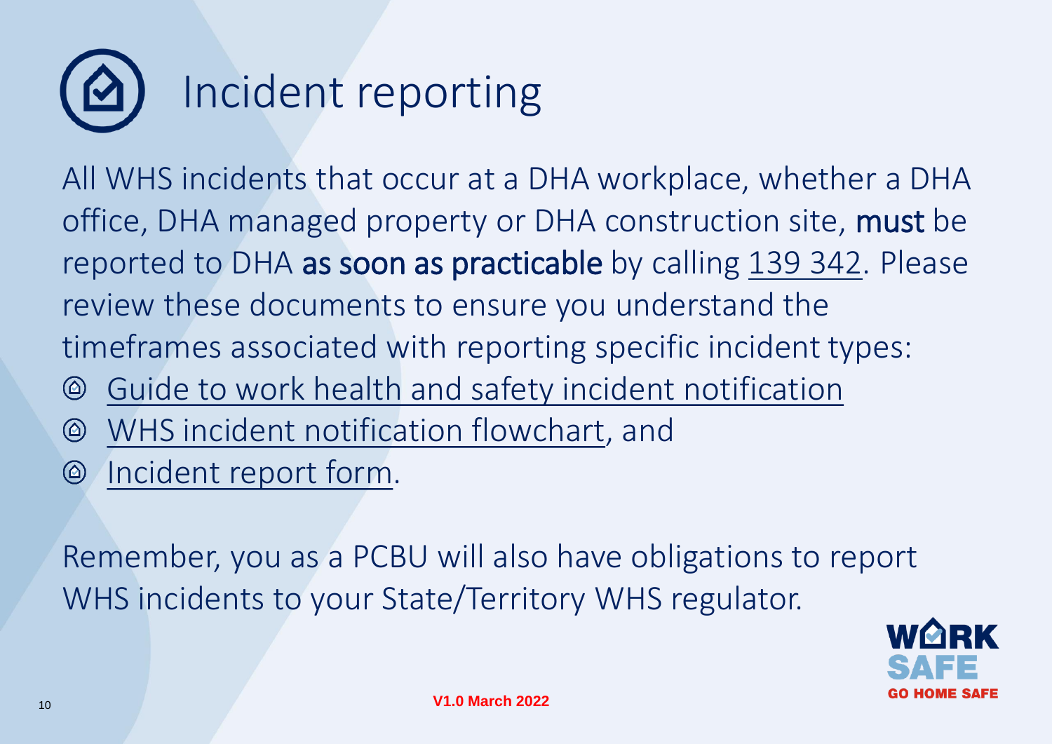# Incident reporting

All WHS incidents that occur at a DHA workplace, whether a DHA office, DHA managed property or DHA construction site, **must** be reported to DHA **as soon as practicable** by calling 139 342. Please review these documents to ensure you understand the timeframes associated with reporting specific incident types:

- Guide to work health and safety incident notification
- WHS incident notification flowchart, and
- Incident report form.

Remember, you as a PCBU will also have obligations to report WHS incidents to your State/Territory WHS regulator.

WORK SAFE GO HOME SAFE

V1.0 March 2022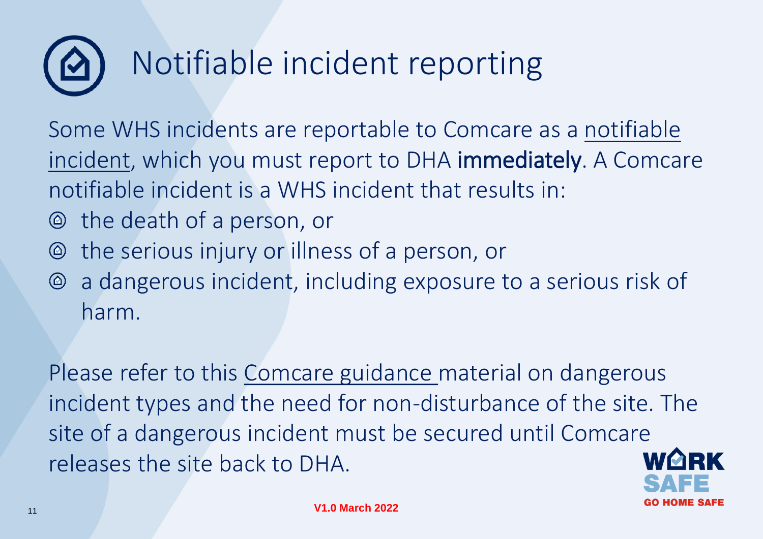# Notifiable incident reporting

Some WHS incidents are reportable to Comcare as a notifiable incident, which you must report to DHA **immediately**. A Comcare notifiable incident is a WHS incident that results in:

- the death of a person, or
- the serious injury or illness of a person, or
- a dangerous incident, including exposure to a serious risk of harm.

Please refer to this Comcare guidance material on dangerous incident types and the need for non-disturbance of the site. The site of a dangerous incident must be secured until Comcare releases the site back to DHA.

WORK SAFE GO HOME SAFE

V1.0 March 2022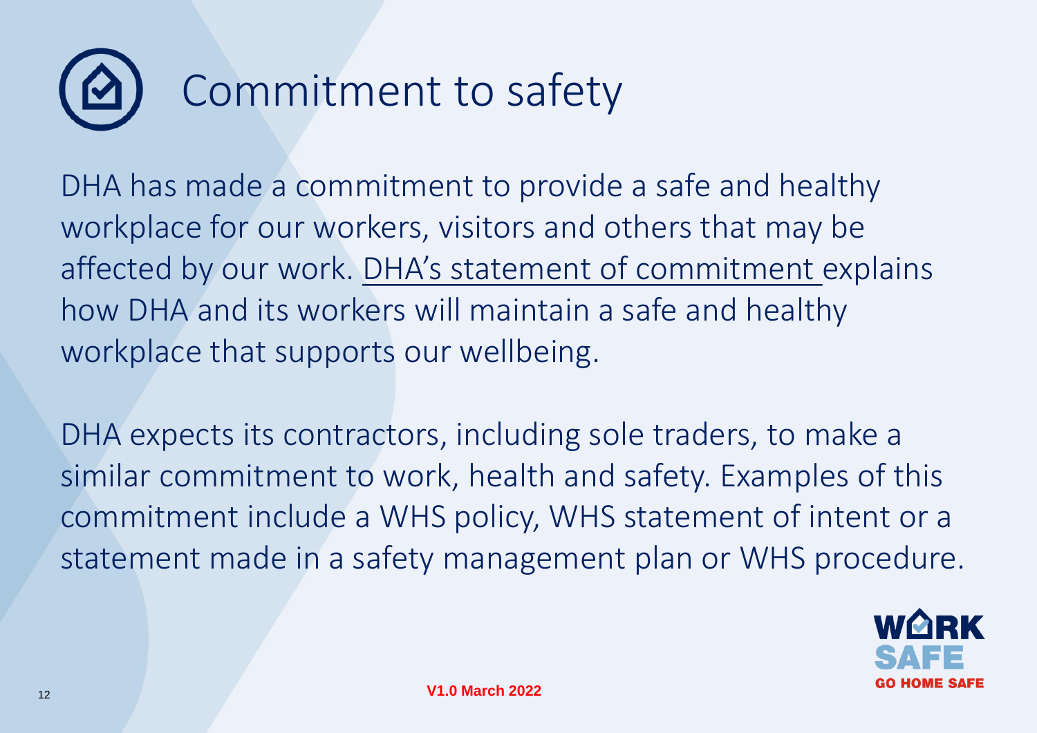# Commitment to safety

DHA has made a commitment to provide a safe and healthy workplace for our workers, visitors and others that may be affected by our work. DHA's statement of commitment explains how DHA and its workers will maintain a safe and healthy workplace that supports our wellbeing.

DHA expects its contractors, including sole traders, to make a similar commitment to work, health and safety. Examples of this commitment include a WHS policy, WHS statement of intent or a statement made in a safety management plan or WHS procedure.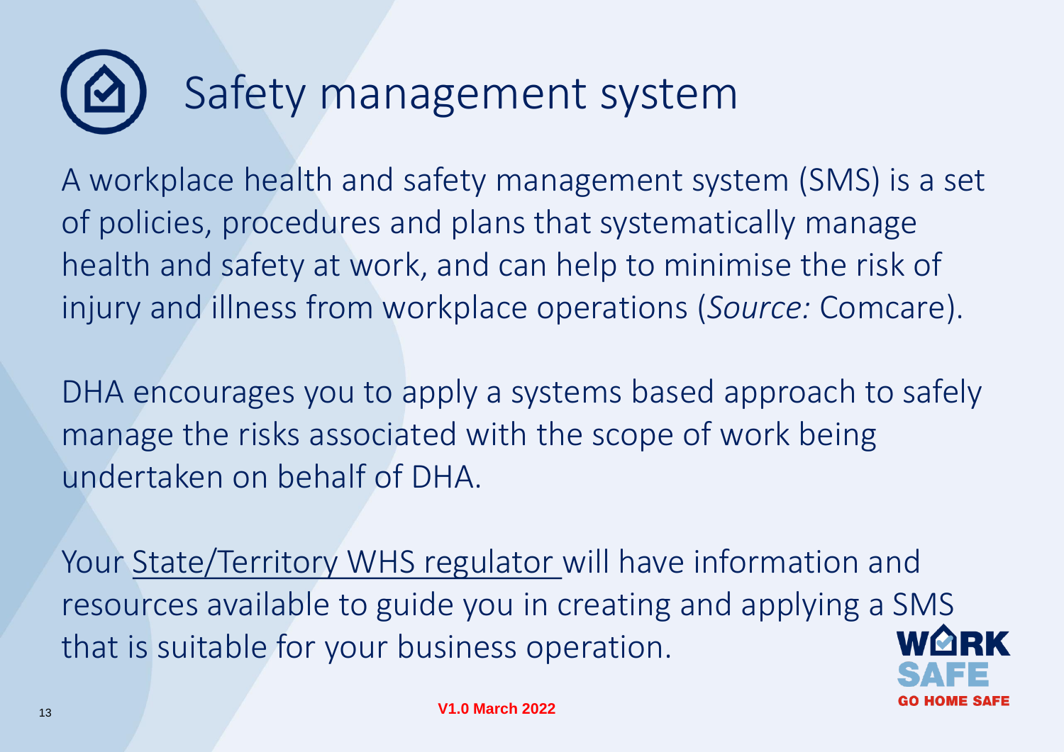# Safety management system

A workplace health and safety management system (SMS) is a set of policies, procedures and plans that systematically manage health and safety at work, and can help to minimise the risk of injury and illness from workplace operations (*Source:* Comcare).

DHA encourages you to apply a systems based approach to safely manage the risks associated with the scope of work being undertaken on behalf of DHA.

Your State/Territory WHS regulator will have information and resources available to guide you in creating and applying a SMS that is suitable for your business operation.

**V1.0 March 2022**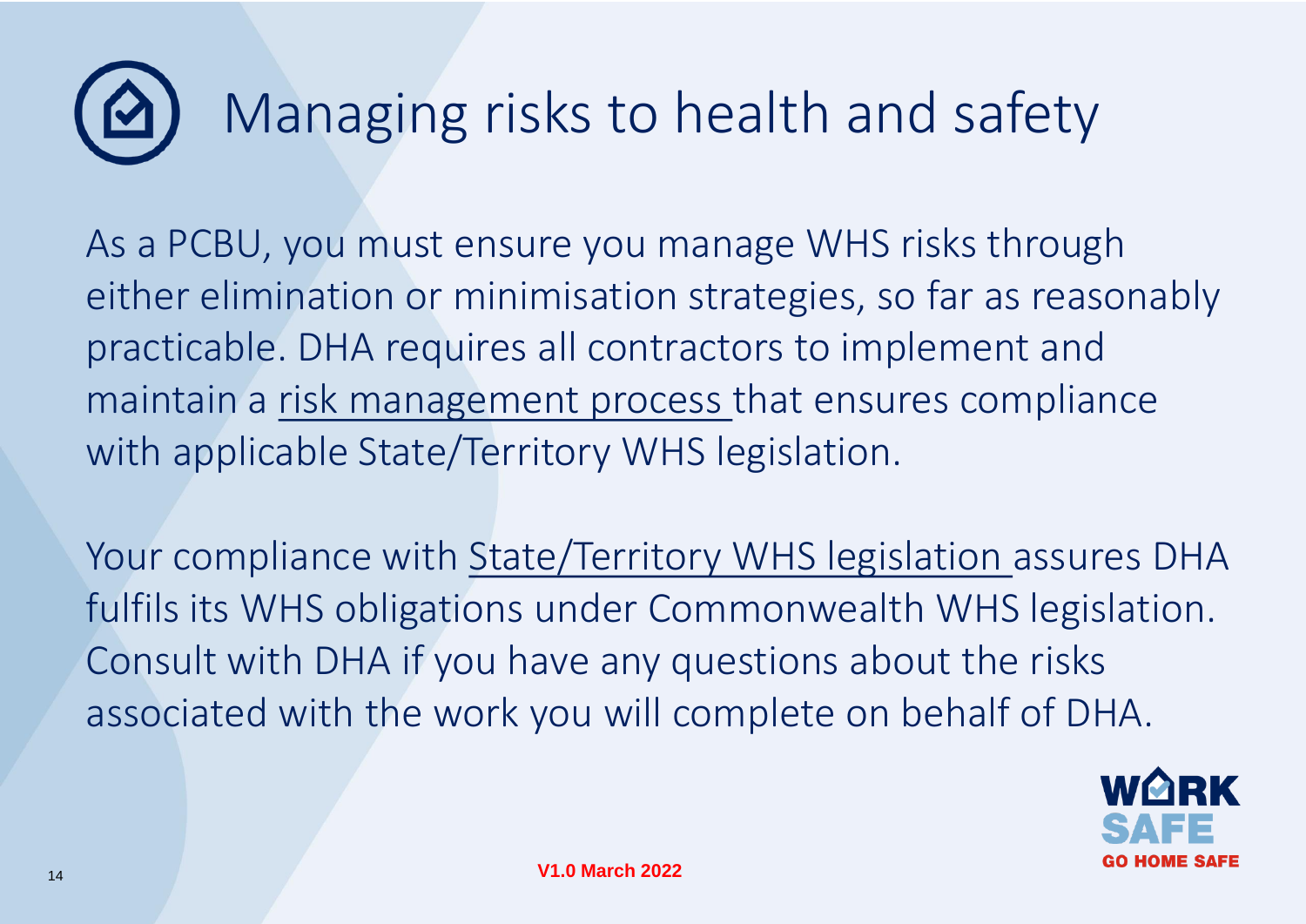# Managing risks to health and safety

As a PCBU, you must ensure you manage WHS risks through either elimination or minimisation strategies, so far as reasonably practicable. DHA requires all contractors to implement and maintain a risk management process that ensures compliance with applicable State/Territory WHS legislation.

Your compliance with State/Territory WHS legislation assures DHA fulfils its WHS obligations under Commonwealth WHS legislation. Consult with DHA if you have any questions about the risks associated with the work you will complete on behalf of DHA.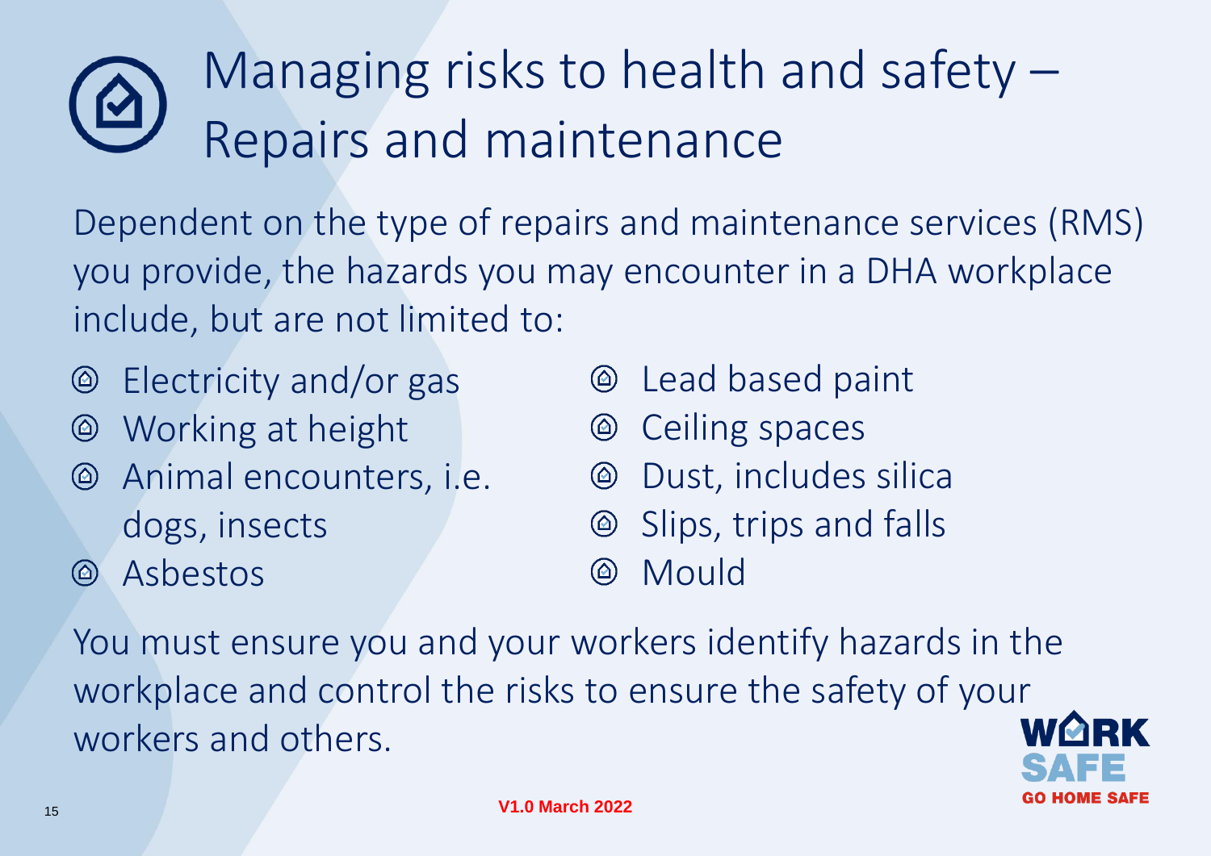# Managing risks to health and safety – Repairs and maintenance

Dependent on the type of repairs and maintenance services (RMS) you provide, the hazards you may encounter in a DHA workplace include, but are not limited to:

- Electricity and/or gas
- Working at height
- Animal encounters, i.e. dogs, insects
- Asbestos
- Lead based paint
- Ceiling spaces
- Dust, includes silica
- Slips, trips and falls
- Mould

You must ensure you and your workers identify hazards in the workplace and control the risks to ensure the safety of your workers and others.

WORK SAFE GO HOME SAFE

V1.0 March 2022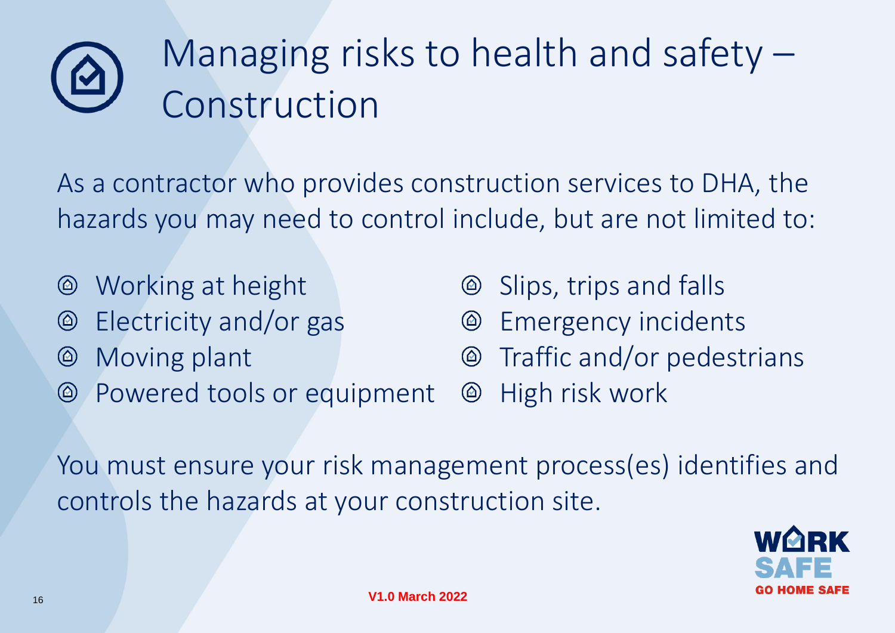# Managing risks to health and safety – Construction

As a contractor who provides construction services to DHA, the hazards you may need to control include, but are not limited to:

- Working at height
- Electricity and/or gas
- Moving plant
- Powered tools or equipment
- Slips, trips and falls
- Emergency incidents
- Traffic and/or pedestrians
- High risk work

You must ensure your risk management process(es) identifies and controls the hazards at your construction site.

WORK SAFE GO HOME SAFE

V1.0 March 2022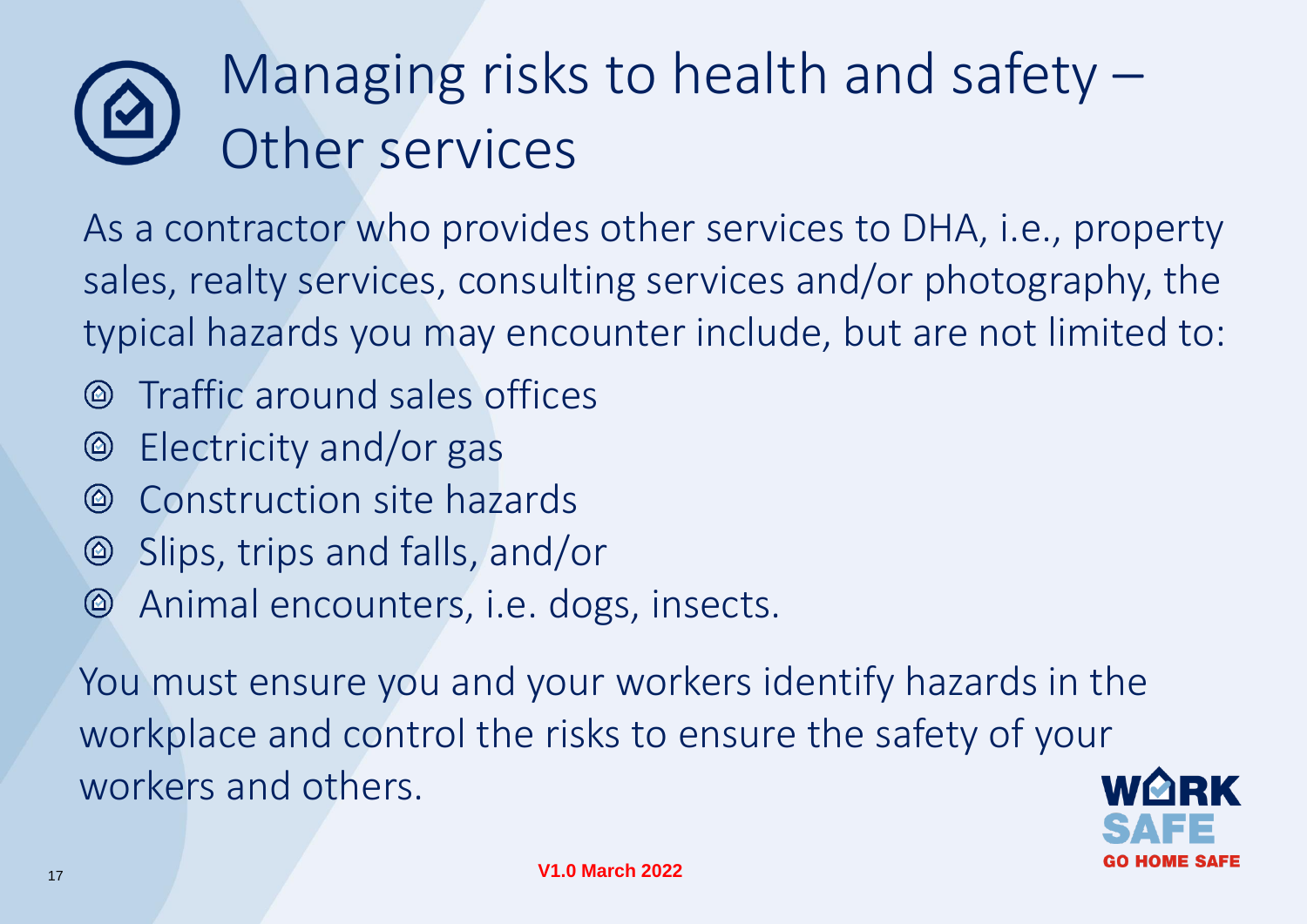# Managing risks to health and safety – Other services

As a contractor who provides other services to DHA, i.e., property sales, realty services, consulting services and/or photography, the typical hazards you may encounter include, but are not limited to:

- Traffic around sales offices
- Electricity and/or gas
- Construction site hazards
- Slips, trips and falls, and/or
- Animal encounters, i.e. dogs, insects.

You must ensure you and your workers identify hazards in the workplace and control the risks to ensure the safety of your workers and others.

WORK SAFE GO HOME SAFE

V1.0 March 2022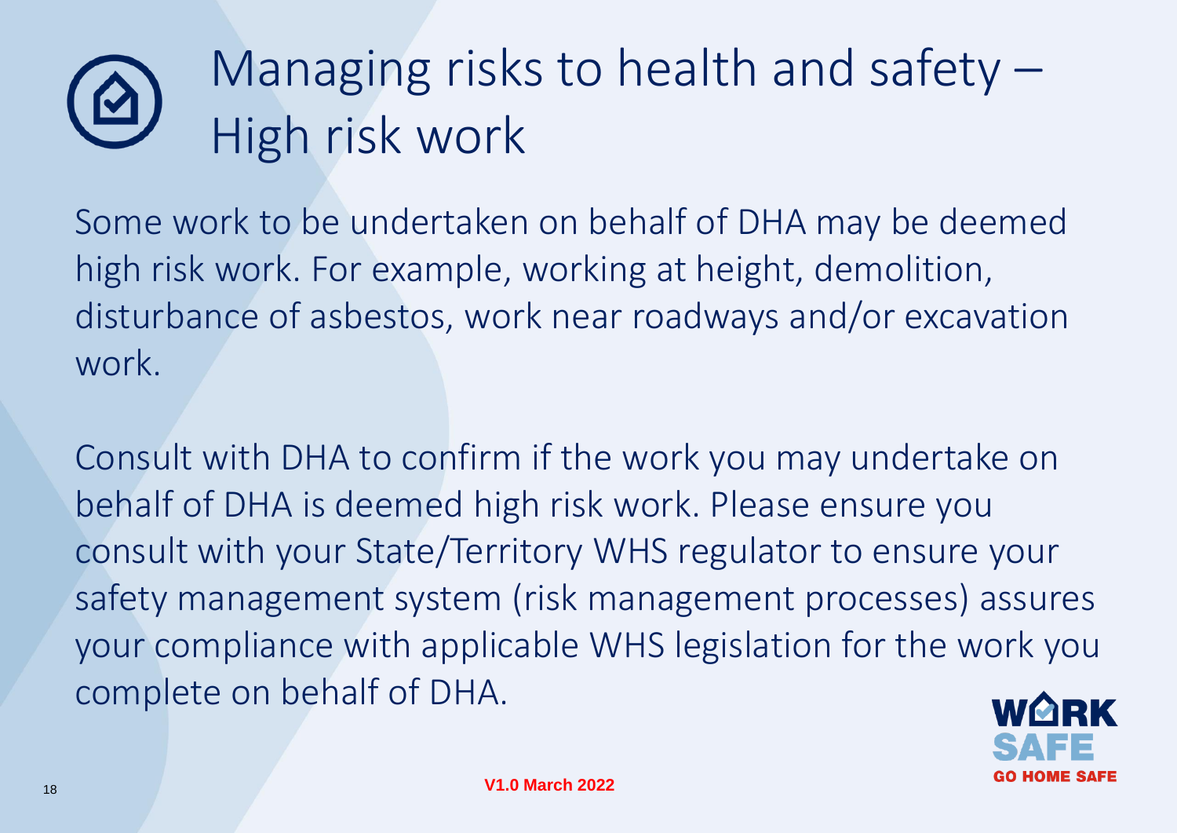# Managing risks to health and safety – High risk work

Some work to be undertaken on behalf of DHA may be deemed high risk work. For example, working at height, demolition, disturbance of asbestos, work near roadways and/or excavation work.

Consult with DHA to confirm if the work you may undertake on behalf of DHA is deemed high risk work. Please ensure you consult with your State/Territory WHS regulator to ensure your safety management system (risk management processes) assures your compliance with applicable WHS legislation for the work you complete on behalf of DHA.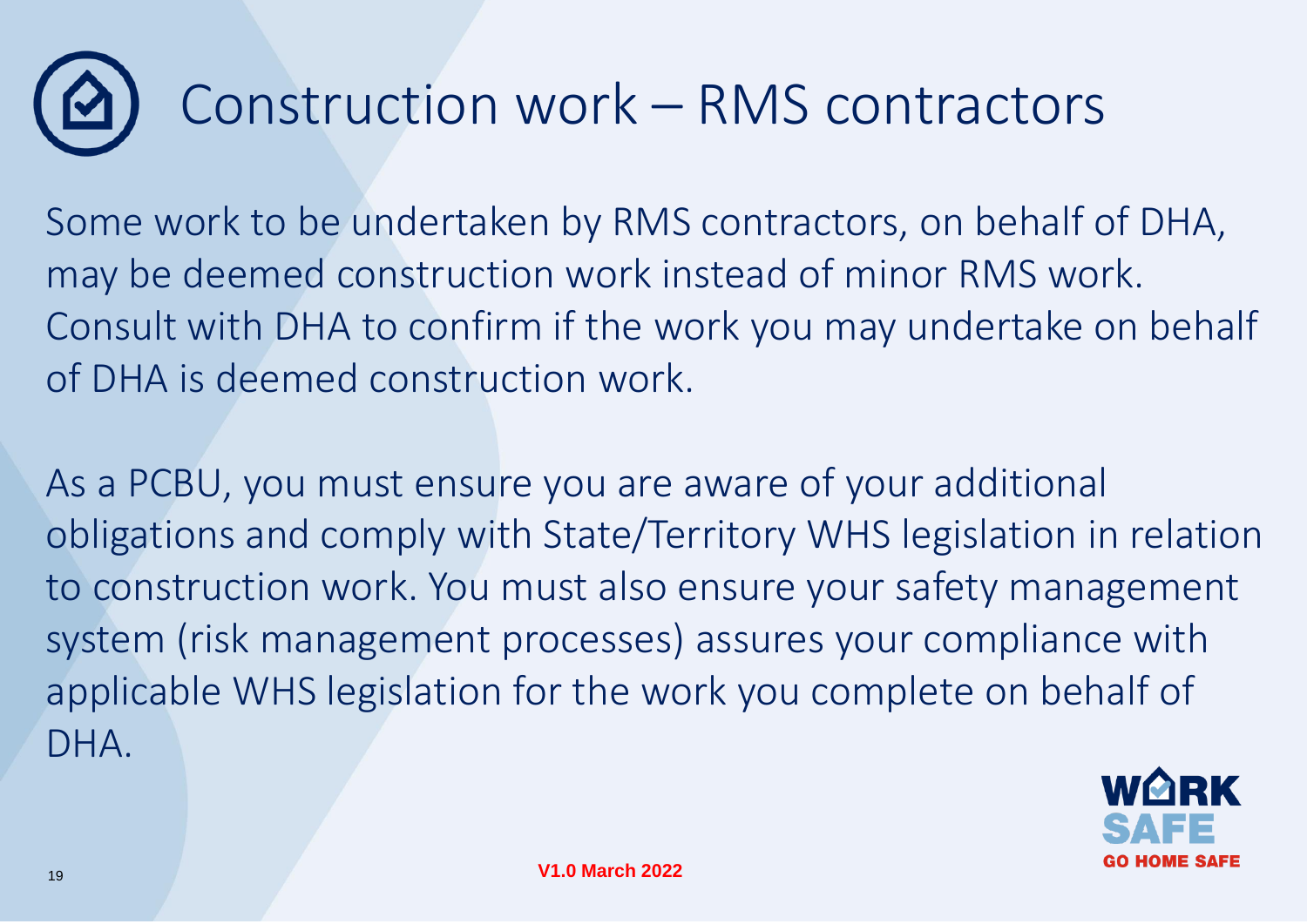# Construction work – RMS contractors

Some work to be undertaken by RMS contractors, on behalf of DHA, may be deemed construction work instead of minor RMS work. Consult with DHA to confirm if the work you may undertake on behalf of DHA is deemed construction work.

As a PCBU, you must ensure you are aware of your additional obligations and comply with State/Territory WHS legislation in relation to construction work. You must also ensure your safety management system (risk management processes) assures your compliance with applicable WHS legislation for the work you complete on behalf of DHA.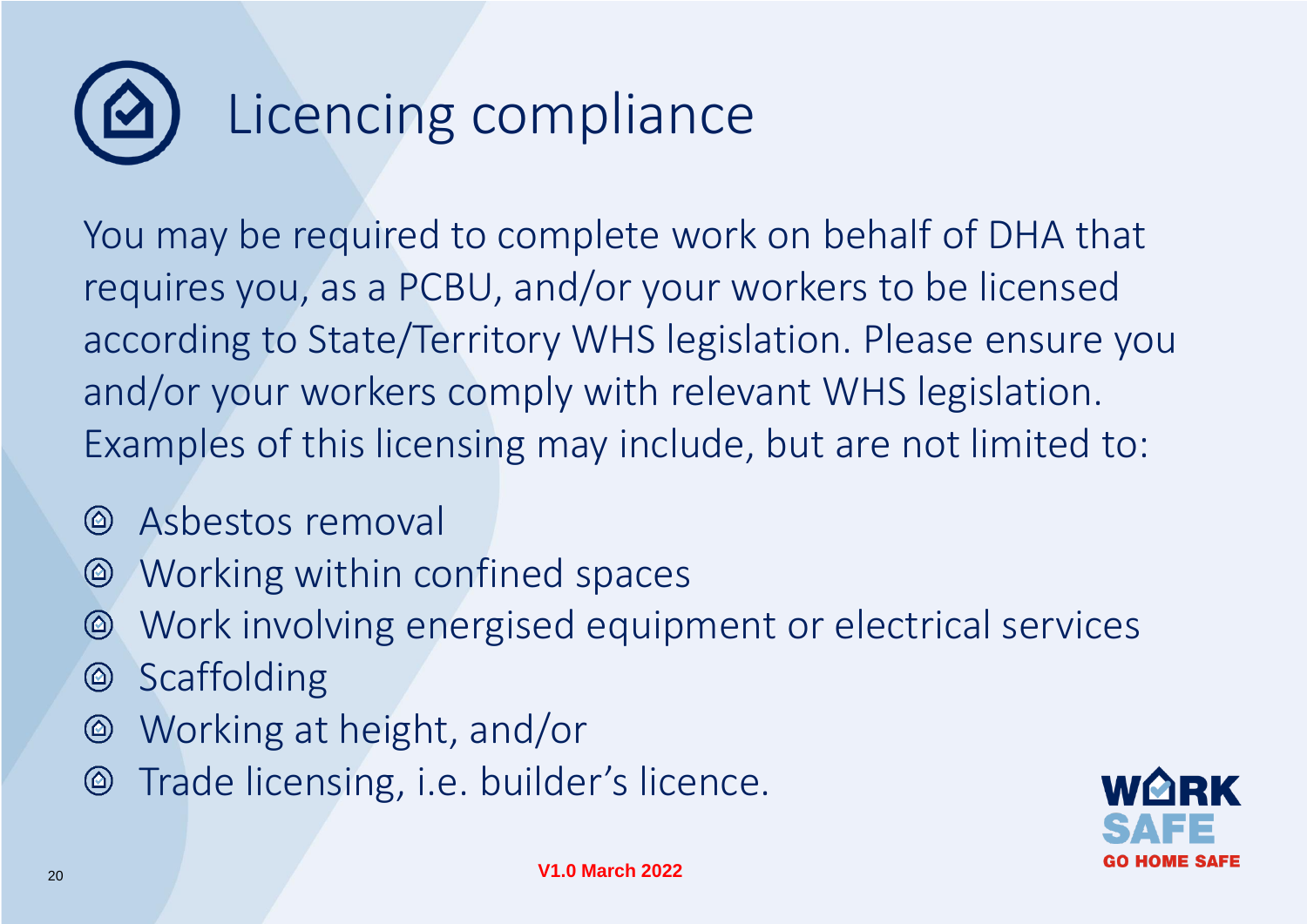# Licencing compliance

You may be required to complete work on behalf of DHA that requires you, as a PCBU, and/or your workers to be licensed according to State/Territory WHS legislation. Please ensure you and/or your workers comply with relevant WHS legislation. Examples of this licensing may include, but are not limited to:

- Asbestos removal
- Working within confined spaces
- Work involving energised equipment or electrical services
- Scaffolding
- Working at height, and/or
- Trade licensing, i.e. builder's licence.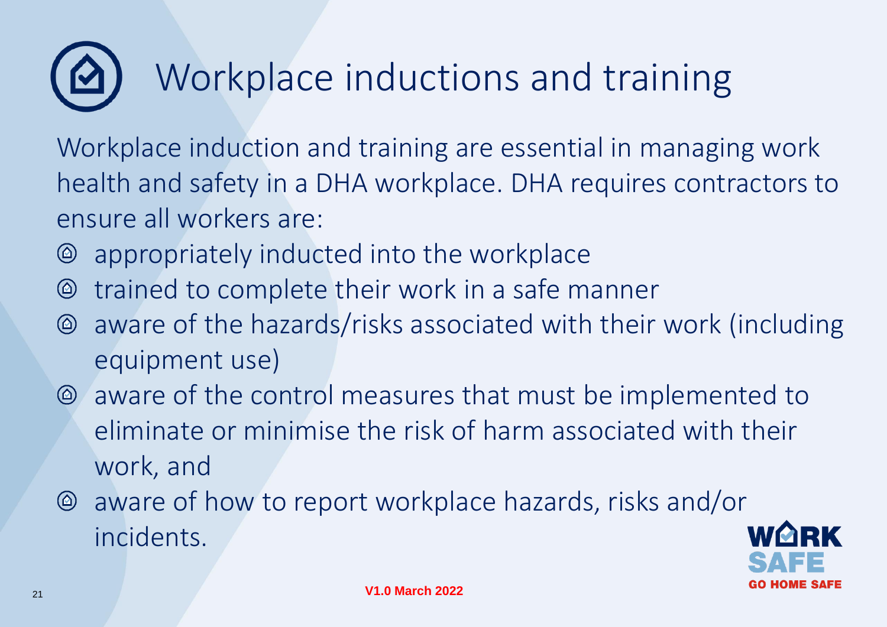# Workplace inductions and training

Workplace induction and training are essential in managing work health and safety in a DHA workplace. DHA requires contractors to ensure all workers are:

- appropriately inducted into the workplace
- trained to complete their work in a safe manner
- aware of the hazards/risks associated with their work (including equipment use)
- aware of the control measures that must be implemented to eliminate or minimise the risk of harm associated with their work, and
- aware of how to report workplace hazards, risks and/or incidents.

WORK SAFE GO HOME SAFE

V1.0 March 2022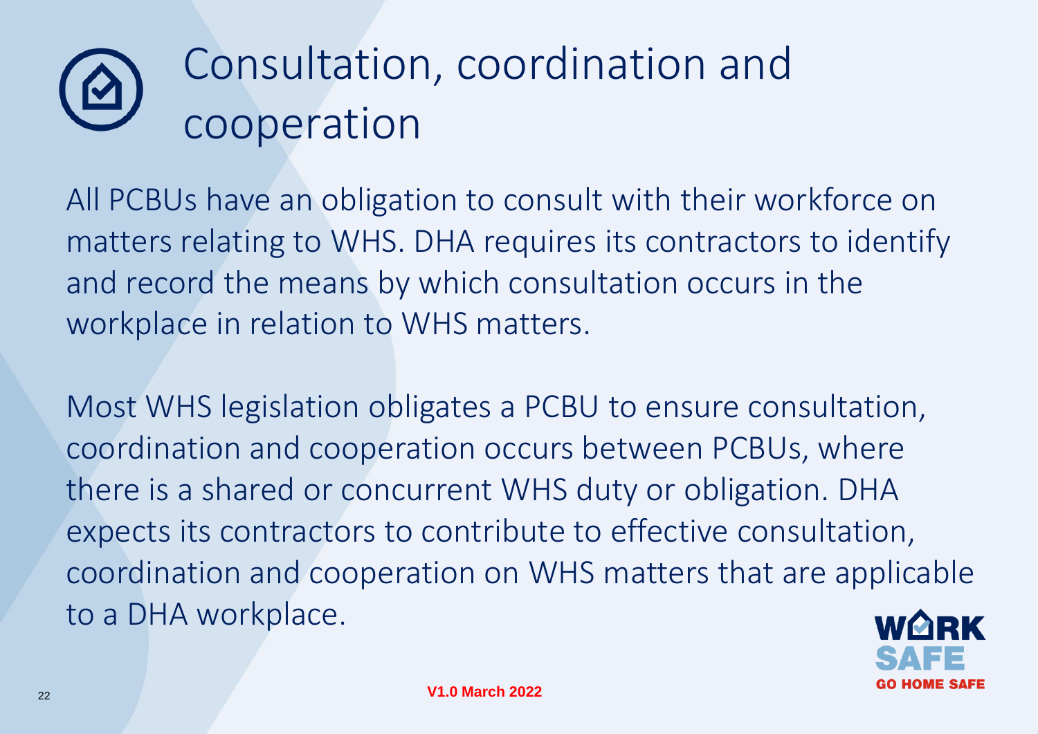# Consultation, coordination and cooperation

All PCBUs have an obligation to consult with their workforce on matters relating to WHS. DHA requires its contractors to identify and record the means by which consultation occurs in the workplace in relation to WHS matters.

Most WHS legislation obligates a PCBU to ensure consultation, coordination and cooperation occurs between PCBUs, where there is a shared or concurrent WHS duty or obligation. DHA expects its contractors to contribute to effective consultation, coordination and cooperation on WHS matters that are applicable to a DHA workplace.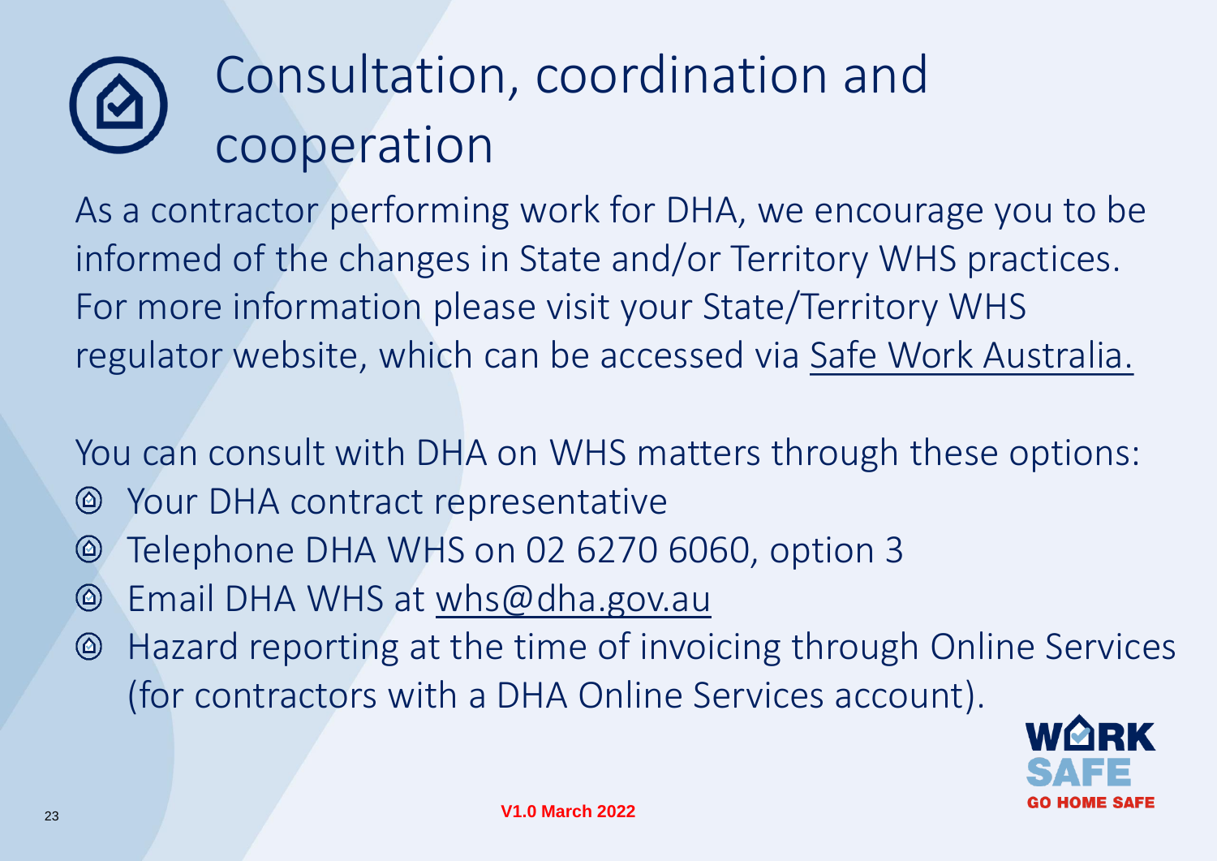# Consultation, coordination and cooperation

As a contractor performing work for DHA, we encourage you to be informed of the changes in State and/or Territory WHS practices. For more information please visit your State/Territory WHS regulator website, which can be accessed via Safe Work Australia.

You can consult with DHA on WHS matters through these options:

- Your DHA contract representative
- Telephone DHA WHS on 02 6270 6060, option 3
- Email DHA WHS at whs@dha.gov.au
- Hazard reporting at the time of invoicing through Online Services (for contractors with a DHA Online Services account).

**V1.0 March 2022**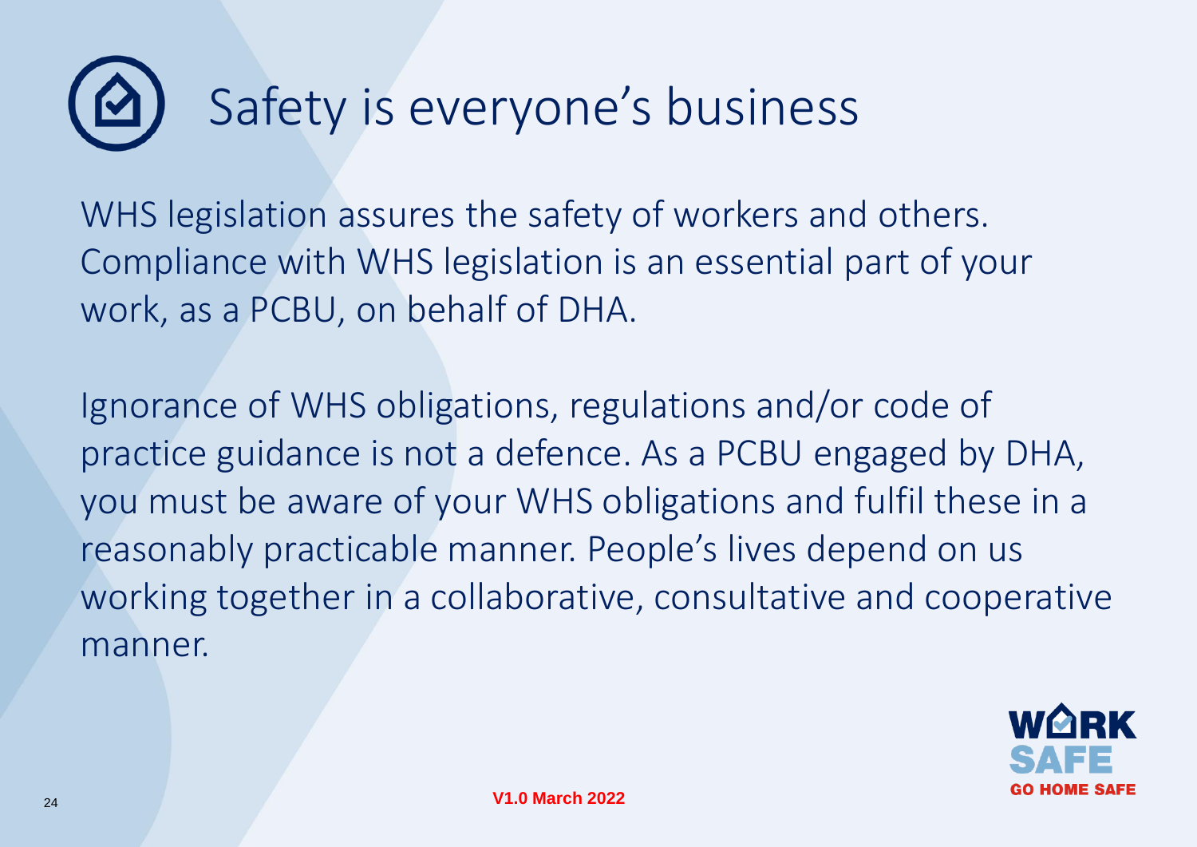# Safety is everyone's business

WHS legislation assures the safety of workers and others. Compliance with WHS legislation is an essential part of your work, as a PCBU, on behalf of DHA.

Ignorance of WHS obligations, regulations and/or code of practice guidance is not a defence. As a PCBU engaged by DHA, you must be aware of your WHS obligations and fulfil these in a reasonably practicable manner. People's lives depend on us working together in a collaborative, consultative and cooperative manner.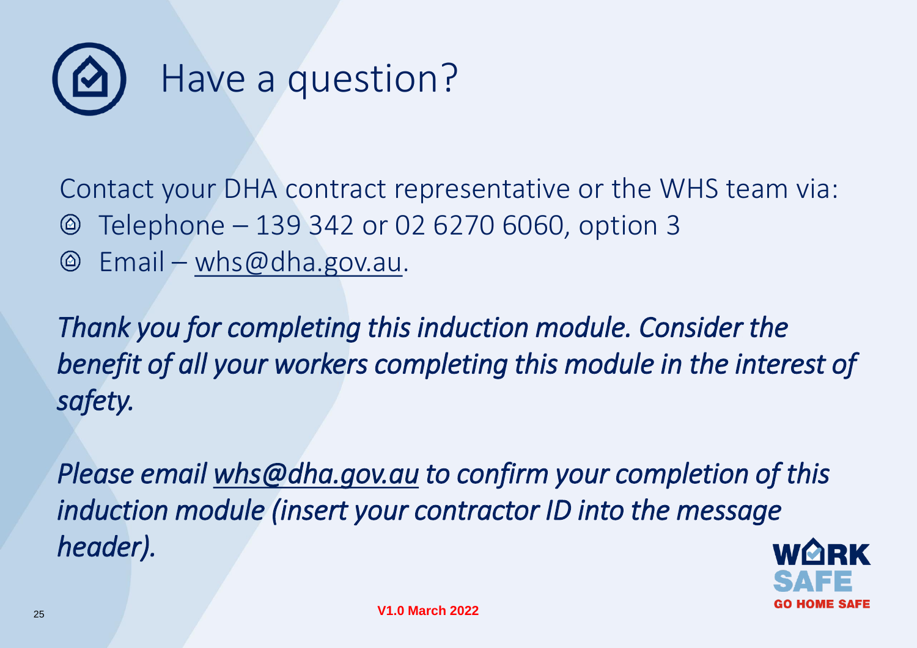# Have a question?

Contact your DHA contract representative or the WHS team via:

- Telephone – 139 342 or 02 6270 6060, option 3
- Email – whs@dha.gov.au.

*Thank you for completing this induction module. Consider the benefit of all your workers completing this module in the interest of safety.*

*Please email whs@dha.gov.au to confirm your completion of this induction module (insert your contractor ID into the message header).*

WORK SAFE
GO HOME SAFE

**V1.0 March 2022**